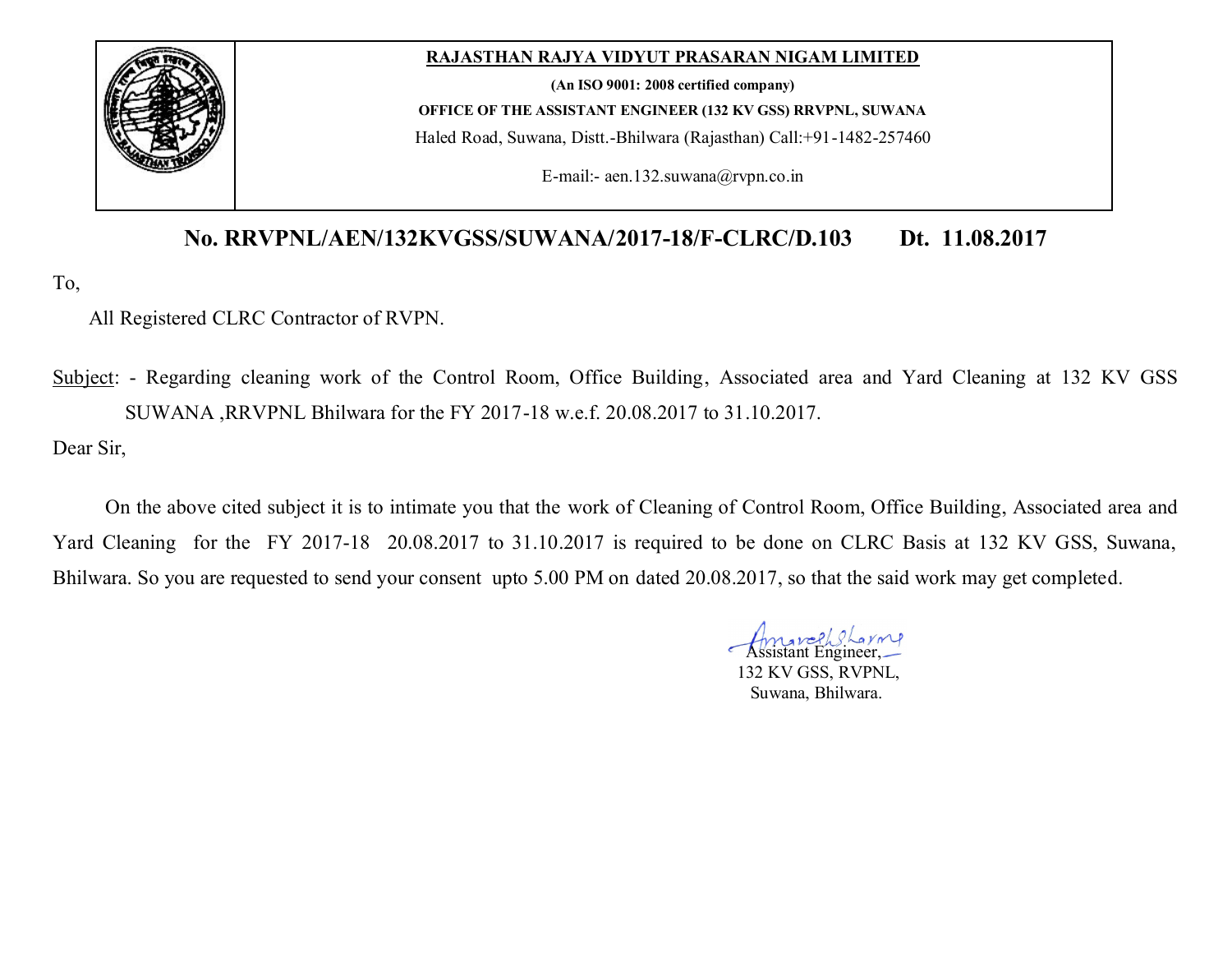**RAJASTHAN RAJYA VIDYUT PRASARAN NIGAM LIMITED**

**(An ISO 9001: 2008 certified company)**

**OFFICE OF THE ASSISTANT ENGINEER (132 KV GSS) RRVPNL, SUWANA**

Haled Road, Suwana, Distt.-Bhilwara (Rajasthan) Call:+91-1482-257460

E-mail:- aen.132.suwana@rvpn.co.in

**No. RRVPNL/AEN/132KVGSS/SUWANA/2017-18/F-CLRC/D.103 Dt. 11.08.2017**

To,

All Registered CLRC Contractor of RVPN.

Subject: - Regarding cleaning work of the Control Room, Office Building, Associated area and Yard Cleaning at 132 KV GSS SUWANA ,RRVPNL Bhilwara for the FY 2017-18 w.e.f. 20.08.2017 to 31.10.2017.

Dear Sir,

On the above cited subject it is to intimate you that the work of Cleaning of Control Room, Office Building, Associated area and Yard Cleaning for the FY 2017-18 20.08.2017 to 31.10.2017 is required to be done on CLRC Basis at 132 KV GSS, Suwana, Bhilwara. So you are requested to send your consent upto 5.00 PM on dated 20.08.2017, so that the said work may get completed.

Assistant Engineer,
132 KV GSS, RVPNL,
Suwana, Bhilwara.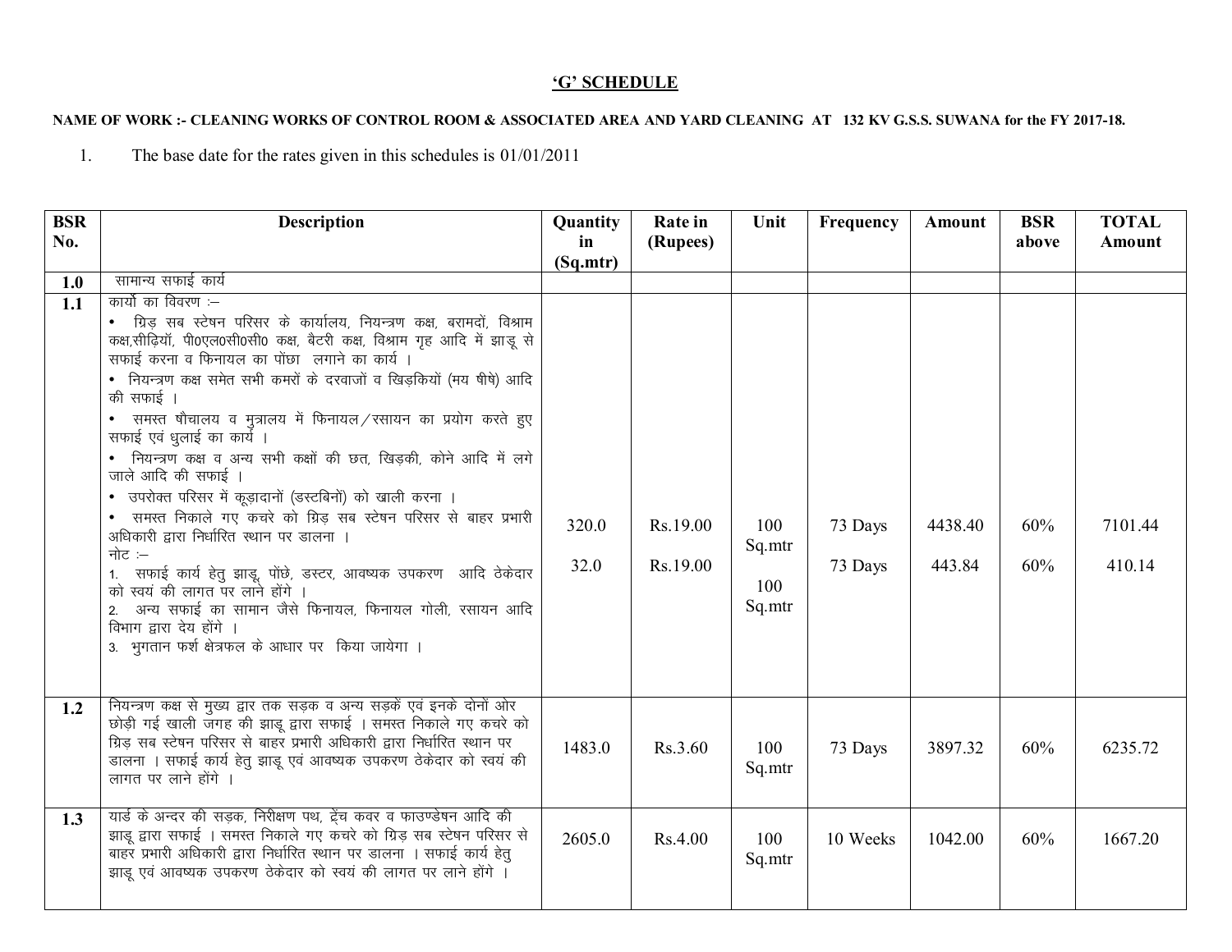## 'G' SCHEDULE

**NAME OF WORK :- CLEANING WORKS OF CONTROL ROOM & ASSOCIATED AREA AND YARD CLEANING AT 132 KV G.S.S. SUWANA for the FY 2017-18.**

1. The base date for the rates given in this schedules is 01/01/2011

| BSR No. | Description | Quantity in (Sq.mtr) | Rate in (Rupees) | Unit | Frequency | Amount | BSR above | TOTAL Amount |
|---|---|---|---|---|---|---|---|---|
| **1.0** | सामान्य सफाई कार्य | | | | | | | |
| **1.1** | कार्यो का विवरण :– <br>• ग्रिड़ सब स्टेषन परिसर के कार्यालय, नियन्त्रण कक्ष, बरामदों, विश्राम कक्ष,सीढ़ियॉं, पी0एल0सी0सी0 कक्ष, बैटरी कक्ष, विश्राम गृह आदि में झाडू से सफाई करना व फिनायल का पोंछा लगाने का कार्य ।<br>• नियन्त्रण कक्ष समेत सभी कमरों के दरवाजों व खिड़कियों (मय षीषे) आदि की सफाई ।<br>• समस्त षौचालय व मुत्रालय में फिनायल/रसायन का प्रयोग करते हुए सफाई एवं धुलाई का कार्य ।<br>• नियन्त्रण कक्ष व अन्य सभी कक्षों की छत, खिड़की, कोने आदि में लगे जाले आदि की सफाई ।<br>• उपरोक्त परिसर में कूड़ादानों (डस्टबिनों) को खाली करना ।<br>• समस्त निकाले गए कचरे को ग्रिड़ सब स्टेषन परिसर से बाहर प्रभारी अधिकारी द्वारा निर्धारित स्थान पर डालना ।<br>नोट :–<br>1. सफाई कार्य हेतु झाडू, पोंछे, डस्टर, आवष्यक उपकरण आदि ठेकेदार को स्वयं की लागत पर लाने होंगे ।<br>2. अन्य सफाई का सामान जैसे फिनायल, फिनायल गोली, रसायन आदि विभाग द्वारा देय होंगे ।<br>3. भुगतान फर्श क्षेत्रफल के आधार पर किया जायेगा । | 320.0<br><br>32.0 | Rs.19.00<br><br>Rs.19.00 | 100 Sq.mtr<br><br>100 Sq.mtr | 73 Days<br><br>73 Days | 4438.40<br><br>443.84 | 60%<br><br>60% | 7101.44<br><br>410.14 |
| **1.2** | नियन्त्रण कक्ष से मुख्य द्वार तक सड़क व अन्य सड़कें एवं इनके दोनों ओर छोड़ी गई खाली जगह की झाडू द्वारा सफाई । समस्त निकाले गए कचरे को ग्रिड़ सब स्टेषन परिसर से बाहर प्रभारी अधिकारी द्वारा निर्धारित स्थान पर डालना । सफाई कार्य हेतु झाडू एवं आवष्यक उपकरण ठेकेदार को स्वयं की लागत पर लाने होंगे । | 1483.0 | Rs.3.60 | 100 Sq.mtr | 73 Days | 3897.32 | 60% | 6235.72 |
| **1.3** | यार्ड के अन्दर की सड़क, निरीक्षण पथ, ट्रेंच कवर व फाउण्डेषन आदि की झाडू द्वारा सफाई । समस्त निकाले गए कचरे को ग्रिड़ सब स्टेषन परिसर से बाहर प्रभारी अधिकारी द्वारा निर्धारित स्थान पर डालना । सफाई कार्य हेतु झाडू एवं आवष्यक उपकरण ठेकेदार को स्वयं की लागत पर लाने होंगे । | 2605.0 | Rs.4.00 | 100 Sq.mtr | 10 Weeks | 1042.00 | 60% | 1667.20 |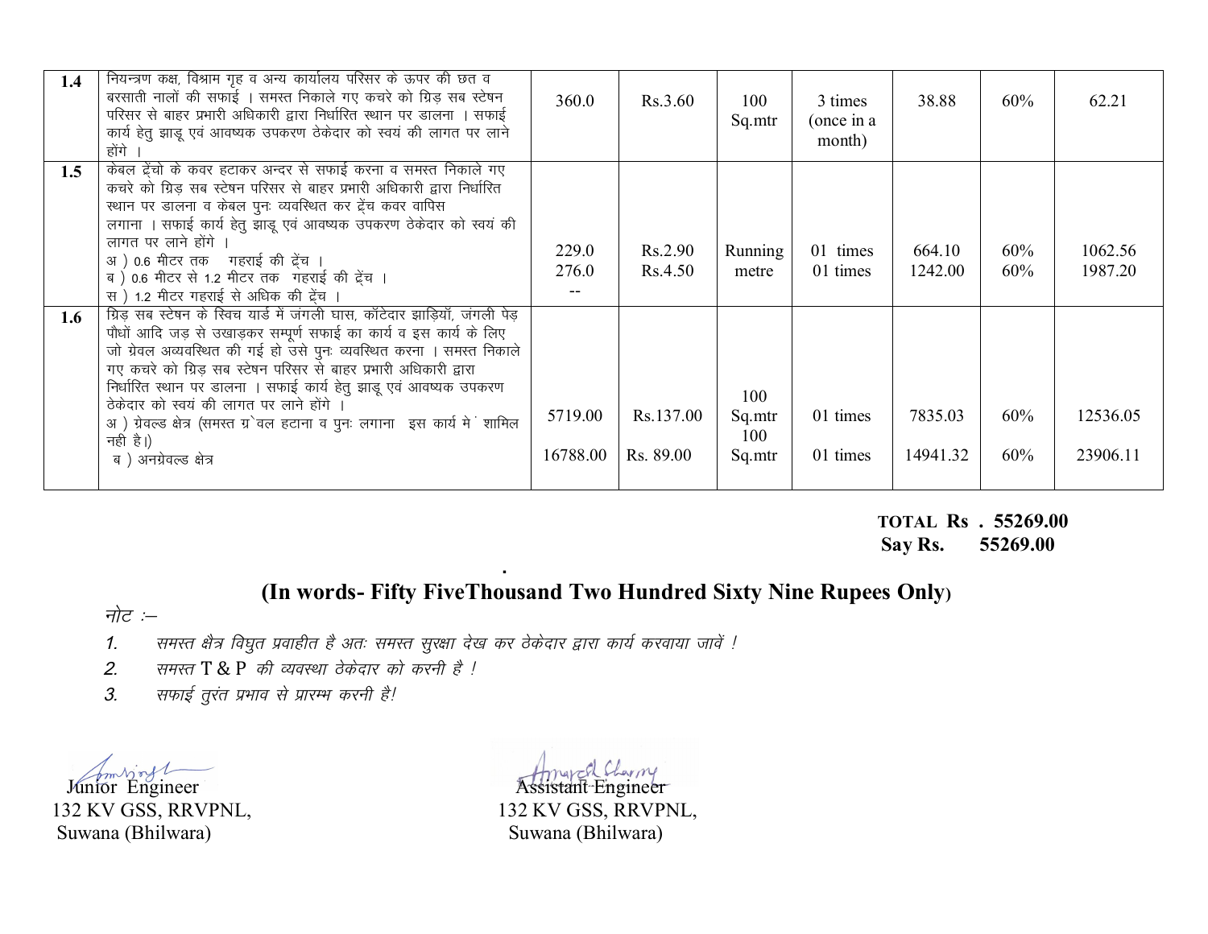| | | | | | | | | |
|---|---|---|---|---|---|---|---|---|
| **1.4** | नियन्त्रण कक्ष, विश्राम गृह व अन्य कार्यालय परिसर के ऊपर की छत व बरसाती नालों की सफाई । समस्त निकाले गए कचरे को ग्रिड़ सब स्टेषन परिसर से बाहर प्रभारी अधिकारी द्वारा निर्धारित स्थान पर डालना । सफाई कार्य हेतु झाडू एवं आवष्यक उपकरण ठेकेदार को स्वयं की लागत पर लाने होंगे । | 360.0 | Rs.3.60 | 100 Sq.mtr | 3 times (once in a month) | 38.88 | 60% | 62.21 |
| **1.5** | केबल ट्रेंचो के कवर हटाकर अन्दर से सफाई करना व समस्त निकाले गए कचरे को ग्रिड़ सब स्टेषन परिसर से बाहर प्रभारी अधिकारी द्वारा निर्धारित स्थान पर डालना व केबल पुनः व्यवस्थित कर ट्रेंच कवर वापिस लगाना । सफाई कार्य हेतु झाडू एवं आवष्यक उपकरण ठेकेदार को स्वयं की लागत पर लाने होंगे ।<br>अ ) 0.6 मीटर तक गहराई की ट्रेंच ।<br>ब ) 0.6 मीटर से 1.2 मीटर तक गहराई की ट्रेंच ।<br>स ) 1.2 मीटर गहराई से अधिक की ट्रेंच । | 229.0<br>276.0<br>-- | Rs.2.90<br>Rs.4.50 | Running metre | 01 times<br>01 times | 664.10<br>1242.00 | 60%<br>60% | 1062.56<br>1987.20 |
| **1.6** | ग्रिड़ सब स्टेषन के स्विच यार्ड में जंगली घास, कॉटेदार झाड़ियॉ, जंगली पेड़ पौधों आदि जड़ से उखाड़कर सम्पूर्ण सफाई का कार्य व इस कार्य के लिए जो ग्रेवल अव्यवस्थित की गई हो उसे पुनः व्यवस्थित करना । समस्त निकाले गए कचरे को ग्रिड़ सब स्टेषन परिसर से बाहर प्रभारी अधिकारी द्वारा निर्धारित स्थान पर डालना । सफाई कार्य हेतु झाडू एवं आवष्यक उपकरण ठेकेदार को स्वयं की लागत पर लाने होंगे ।<br>अ ) ग्रेवल्ड क्षेत्र (समस्त ग्रेवल हटाना व पुनः लगाना इस कार्य में शामिल नही है।)<br>ब ) अनग्रेवल्ड क्षेत्र | 5719.00<br>16788.00 | Rs.137.00<br>Rs. 89.00 | 100 Sq.mtr<br>100 Sq.mtr | 01 times<br>01 times | 7835.03<br>14941.32 | 60%<br>60% | 12536.05<br>23906.11 |

**TOTAL Rs . 55269.00**

**Say Rs. 55269.00**

**(In words- Fifty FiveThousand Two Hundred Sixty Nine Rupees Only)**

*नोट :–*

1. *समस्त क्षैत्र विघुत प्रवाहीत है अतः समस्त सुरक्षा देख कर ठेकेदार द्वारा कार्य करवाया जावें !*
2. *समस्त T & P की व्यवस्था ठेकेदार को करनी है !*
3. *सफाई तुरंत प्रभाव से प्रारम्भ करनी है!*

Junior Engineer
132 KV GSS, RRVPNL,
Suwana (Bhilwara)

Assistant Engineer
132 KV GSS, RRVPNL,
Suwana (Bhilwara)